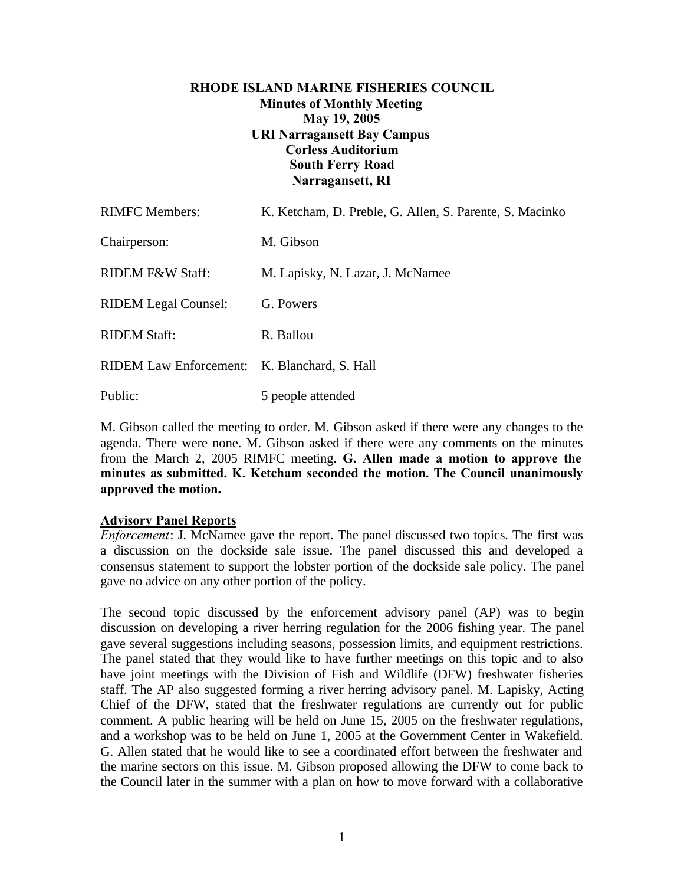**RHODE ISLAND MARINE FISHERIES COUNCIL**
**Minutes of Monthly Meeting**
**May 19, 2005**
**URI Narragansett Bay Campus**
**Corless Auditorium**
**South Ferry Road**
**Narragansett, RI**

| | |
|---|---|
| RIMFC Members: | K. Ketcham, D. Preble, G. Allen, S. Parente, S. Macinko |
| Chairperson: | M. Gibson |
| RIDEM F&W Staff: | M. Lapisky, N. Lazar, J. McNamee |
| RIDEM Legal Counsel: | G. Powers |
| RIDEM Staff: | R. Ballou |
| RIDEM Law Enforcement: | K. Blanchard, S. Hall |
| Public: | 5 people attended |

M. Gibson called the meeting to order. M. Gibson asked if there were any changes to the agenda. There were none. M. Gibson asked if there were any comments on the minutes from the March 2, 2005 RIMFC meeting. **G. Allen made a motion to approve the minutes as submitted. K. Ketcham seconded the motion. The Council unanimously approved the motion.**

**Advisory Panel Reports**

*Enforcement*: J. McNamee gave the report. The panel discussed two topics. The first was a discussion on the dockside sale issue. The panel discussed this and developed a consensus statement to support the lobster portion of the dockside sale policy. The panel gave no advice on any other portion of the policy.

The second topic discussed by the enforcement advisory panel (AP) was to begin discussion on developing a river herring regulation for the 2006 fishing year. The panel gave several suggestions including seasons, possession limits, and equipment restrictions. The panel stated that they would like to have further meetings on this topic and to also have joint meetings with the Division of Fish and Wildlife (DFW) freshwater fisheries staff. The AP also suggested forming a river herring advisory panel. M. Lapisky, Acting Chief of the DFW, stated that the freshwater regulations are currently out for public comment. A public hearing will be held on June 15, 2005 on the freshwater regulations, and a workshop was to be held on June 1, 2005 at the Government Center in Wakefield. G. Allen stated that he would like to see a coordinated effort between the freshwater and the marine sectors on this issue. M. Gibson proposed allowing the DFW to come back to the Council later in the summer with a plan on how to move forward with a collaborative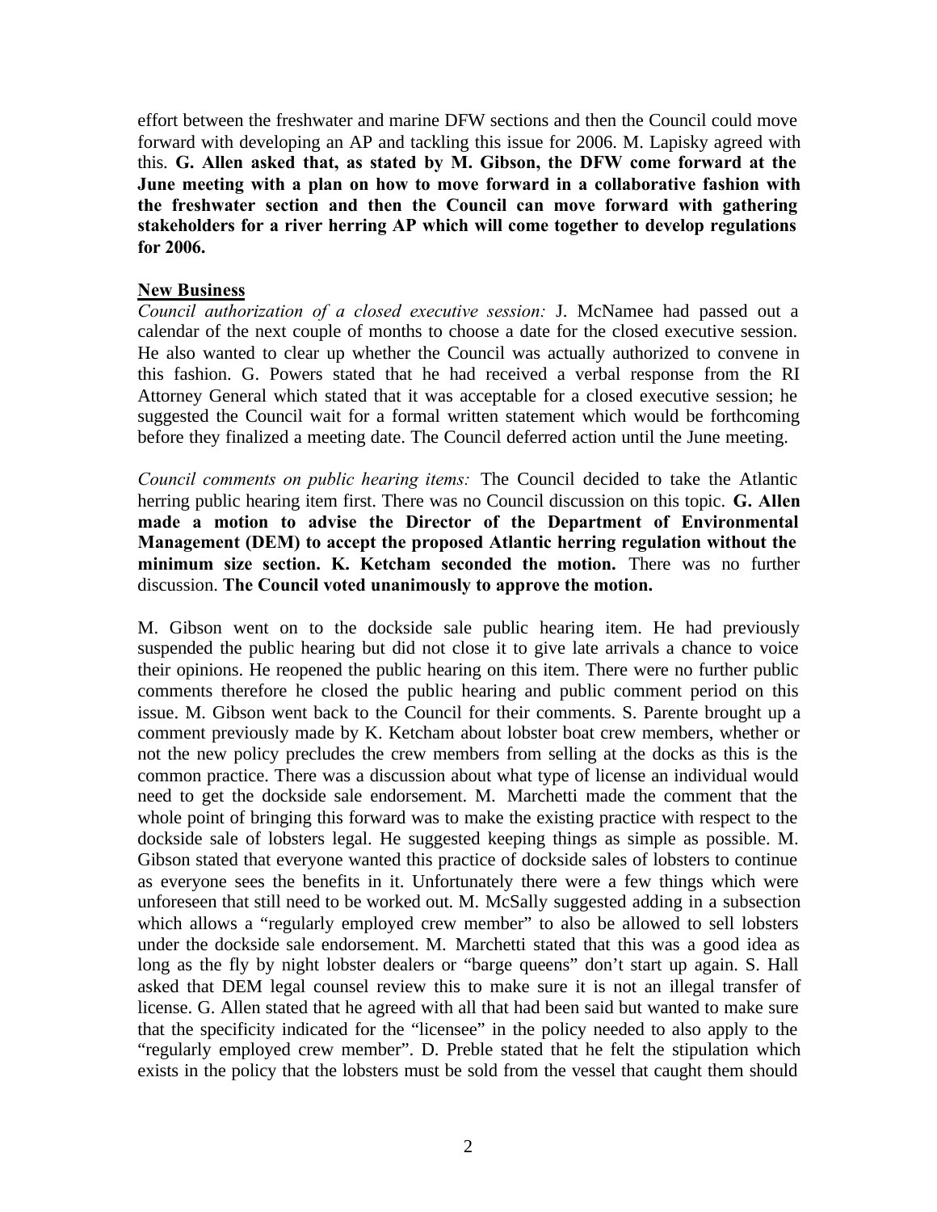effort between the freshwater and marine DFW sections and then the Council could move forward with developing an AP and tackling this issue for 2006. M. Lapisky agreed with this. **G. Allen asked that, as stated by M. Gibson, the DFW come forward at the June meeting with a plan on how to move forward in a collaborative fashion with the freshwater section and then the Council can move forward with gathering stakeholders for a river herring AP which will come together to develop regulations for 2006.**

## New Business

*Council authorization of a closed executive session:* J. McNamee had passed out a calendar of the next couple of months to choose a date for the closed executive session. He also wanted to clear up whether the Council was actually authorized to convene in this fashion. G. Powers stated that he had received a verbal response from the RI Attorney General which stated that it was acceptable for a closed executive session; he suggested the Council wait for a formal written statement which would be forthcoming before they finalized a meeting date. The Council deferred action until the June meeting.

*Council comments on public hearing items:* The Council decided to take the Atlantic herring public hearing item first. There was no Council discussion on this topic. **G. Allen made a motion to advise the Director of the Department of Environmental Management (DEM) to accept the proposed Atlantic herring regulation without the minimum size section. K. Ketcham seconded the motion.** There was no further discussion. **The Council voted unanimously to approve the motion.**

M. Gibson went on to the dockside sale public hearing item. He had previously suspended the public hearing but did not close it to give late arrivals a chance to voice their opinions. He reopened the public hearing on this item. There were no further public comments therefore he closed the public hearing and public comment period on this issue. M. Gibson went back to the Council for their comments. S. Parente brought up a comment previously made by K. Ketcham about lobster boat crew members, whether or not the new policy precludes the crew members from selling at the docks as this is the common practice. There was a discussion about what type of license an individual would need to get the dockside sale endorsement. M. Marchetti made the comment that the whole point of bringing this forward was to make the existing practice with respect to the dockside sale of lobsters legal. He suggested keeping things as simple as possible. M. Gibson stated that everyone wanted this practice of dockside sales of lobsters to continue as everyone sees the benefits in it. Unfortunately there were a few things which were unforeseen that still need to be worked out. M. McSally suggested adding in a subsection which allows a "regularly employed crew member" to also be allowed to sell lobsters under the dockside sale endorsement. M. Marchetti stated that this was a good idea as long as the fly by night lobster dealers or "barge queens" don't start up again. S. Hall asked that DEM legal counsel review this to make sure it is not an illegal transfer of license. G. Allen stated that he agreed with all that had been said but wanted to make sure that the specificity indicated for the "licensee" in the policy needed to also apply to the "regularly employed crew member". D. Preble stated that he felt the stipulation which exists in the policy that the lobsters must be sold from the vessel that caught them should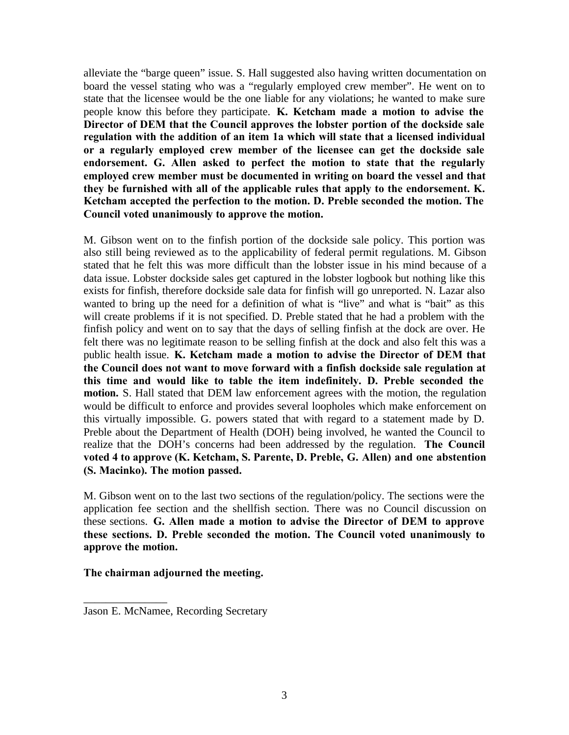alleviate the "barge queen" issue. S. Hall suggested also having written documentation on board the vessel stating who was a "regularly employed crew member". He went on to state that the licensee would be the one liable for any violations; he wanted to make sure people know this before they participate. **K. Ketcham made a motion to advise the Director of DEM that the Council approves the lobster portion of the dockside sale regulation with the addition of an item 1a which will state that a licensed individual or a regularly employed crew member of the licensee can get the dockside sale endorsement. G. Allen asked to perfect the motion to state that the regularly employed crew member must be documented in writing on board the vessel and that they be furnished with all of the applicable rules that apply to the endorsement. K. Ketcham accepted the perfection to the motion. D. Preble seconded the motion. The Council voted unanimously to approve the motion.**

M. Gibson went on to the finfish portion of the dockside sale policy. This portion was also still being reviewed as to the applicability of federal permit regulations. M. Gibson stated that he felt this was more difficult than the lobster issue in his mind because of a data issue. Lobster dockside sales get captured in the lobster logbook but nothing like this exists for finfish, therefore dockside sale data for finfish will go unreported. N. Lazar also wanted to bring up the need for a definition of what is "live" and what is "bait" as this will create problems if it is not specified. D. Preble stated that he had a problem with the finfish policy and went on to say that the days of selling finfish at the dock are over. He felt there was no legitimate reason to be selling finfish at the dock and also felt this was a public health issue. **K. Ketcham made a motion to advise the Director of DEM that the Council does not want to move forward with a finfish dockside sale regulation at this time and would like to table the item indefinitely. D. Preble seconded the motion.** S. Hall stated that DEM law enforcement agrees with the motion, the regulation would be difficult to enforce and provides several loopholes which make enforcement on this virtually impossible. G. powers stated that with regard to a statement made by D. Preble about the Department of Health (DOH) being involved, he wanted the Council to realize that the DOH's concerns had been addressed by the regulation. **The Council voted 4 to approve (K. Ketcham, S. Parente, D. Preble, G. Allen) and one abstention (S. Macinko). The motion passed.**

M. Gibson went on to the last two sections of the regulation/policy. The sections were the application fee section and the shellfish section. There was no Council discussion on these sections. **G. Allen made a motion to advise the Director of DEM to approve these sections. D. Preble seconded the motion. The Council voted unanimously to approve the motion.**

**The chairman adjourned the meeting.**

_______________

Jason E. McNamee, Recording Secretary